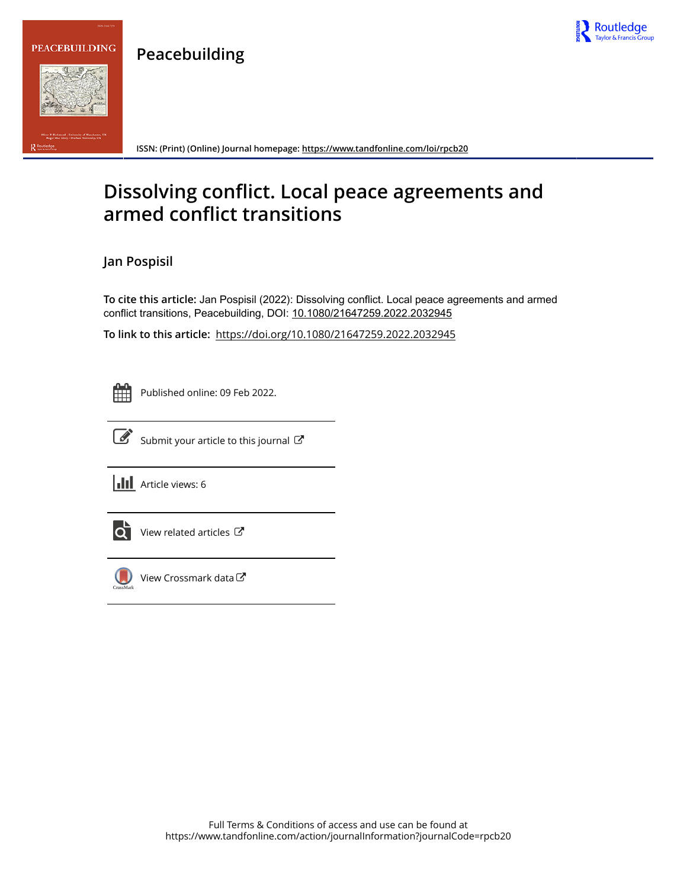# Peacebuilding

ISSN: (Print) (Online) Journal homepage: https://www.tandfonline.com/loi/rpcb20

# Dissolving conflict. Local peace agreements and armed conflict transitions

## Jan Pospisil

**To cite this article:** Jan Pospisil (2022): Dissolving conflict. Local peace agreements and armed conflict transitions, Peacebuilding, DOI: 10.1080/21647259.2022.2032945

**To link to this article:** https://doi.org/10.1080/21647259.2022.2032945

Published online: 09 Feb 2022.

Submit your article to this journal

Article views: 6

View related articles

View Crossmark data

Full Terms & Conditions of access and use can be found at
https://www.tandfonline.com/action/journalInformation?journalCode=rpcb20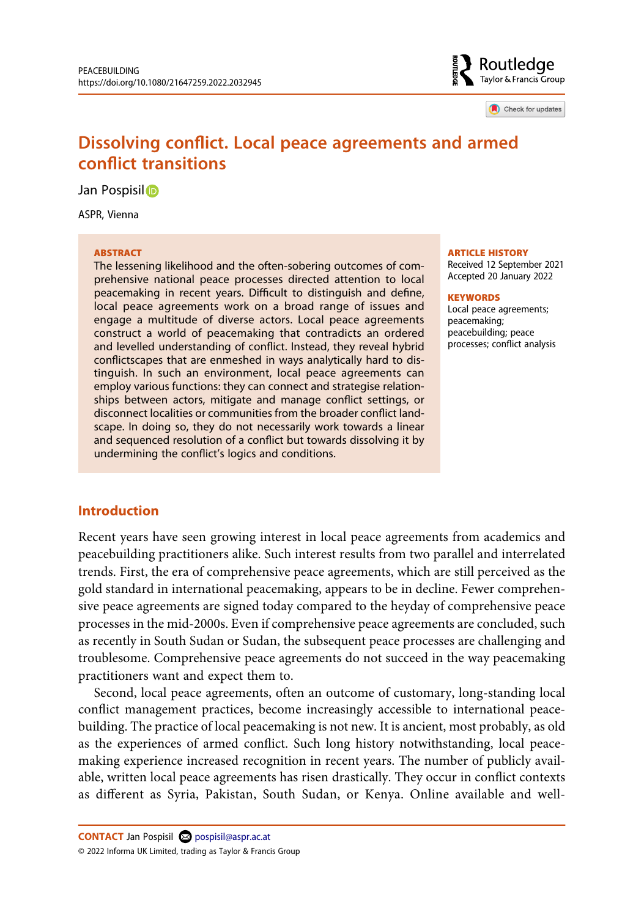# Dissolving conflict. Local peace agreements and armed conflict transitions

Jan Pospisil

ASPR, Vienna

**ABSTRACT**

The lessening likelihood and the often-sobering outcomes of comprehensive national peace processes directed attention to local peacemaking in recent years. Difficult to distinguish and define, local peace agreements work on a broad range of issues and engage a multitude of diverse actors. Local peace agreements construct a world of peacemaking that contradicts an ordered and levelled understanding of conflict. Instead, they reveal hybrid conflictscapes that are enmeshed in ways analytically hard to distinguish. In such an environment, local peace agreements can employ various functions: they can connect and strategise relationships between actors, mitigate and manage conflict settings, or disconnect localities or communities from the broader conflict landscape. In doing so, they do not necessarily work towards a linear and sequenced resolution of a conflict but towards dissolving it by undermining the conflict's logics and conditions.

**ARTICLE HISTORY**

Received 12 September 2021
Accepted 20 January 2022

**KEYWORDS**

Local peace agreements; peacemaking; peacebuilding; peace processes; conflict analysis

## Introduction

Recent years have seen growing interest in local peace agreements from academics and peacebuilding practitioners alike. Such interest results from two parallel and interrelated trends. First, the era of comprehensive peace agreements, which are still perceived as the gold standard in international peacemaking, appears to be in decline. Fewer comprehensive peace agreements are signed today compared to the heyday of comprehensive peace processes in the mid-2000s. Even if comprehensive peace agreements are concluded, such as recently in South Sudan or Sudan, the subsequent peace processes are challenging and troublesome. Comprehensive peace agreements do not succeed in the way peacemaking practitioners want and expect them to.

Second, local peace agreements, often an outcome of customary, long-standing local conflict management practices, become increasingly accessible to international peacebuilding. The practice of local peacemaking is not new. It is ancient, most probably, as old as the experiences of armed conflict. Such long history notwithstanding, local peacemaking experience increased recognition in recent years. The number of publicly available, written local peace agreements has risen drastically. They occur in conflict contexts as different as Syria, Pakistan, South Sudan, or Kenya. Online available and well-

**CONTACT** Jan Pospisil pospisil@aspr.ac.at

© 2022 Informa UK Limited, trading as Taylor & Francis Group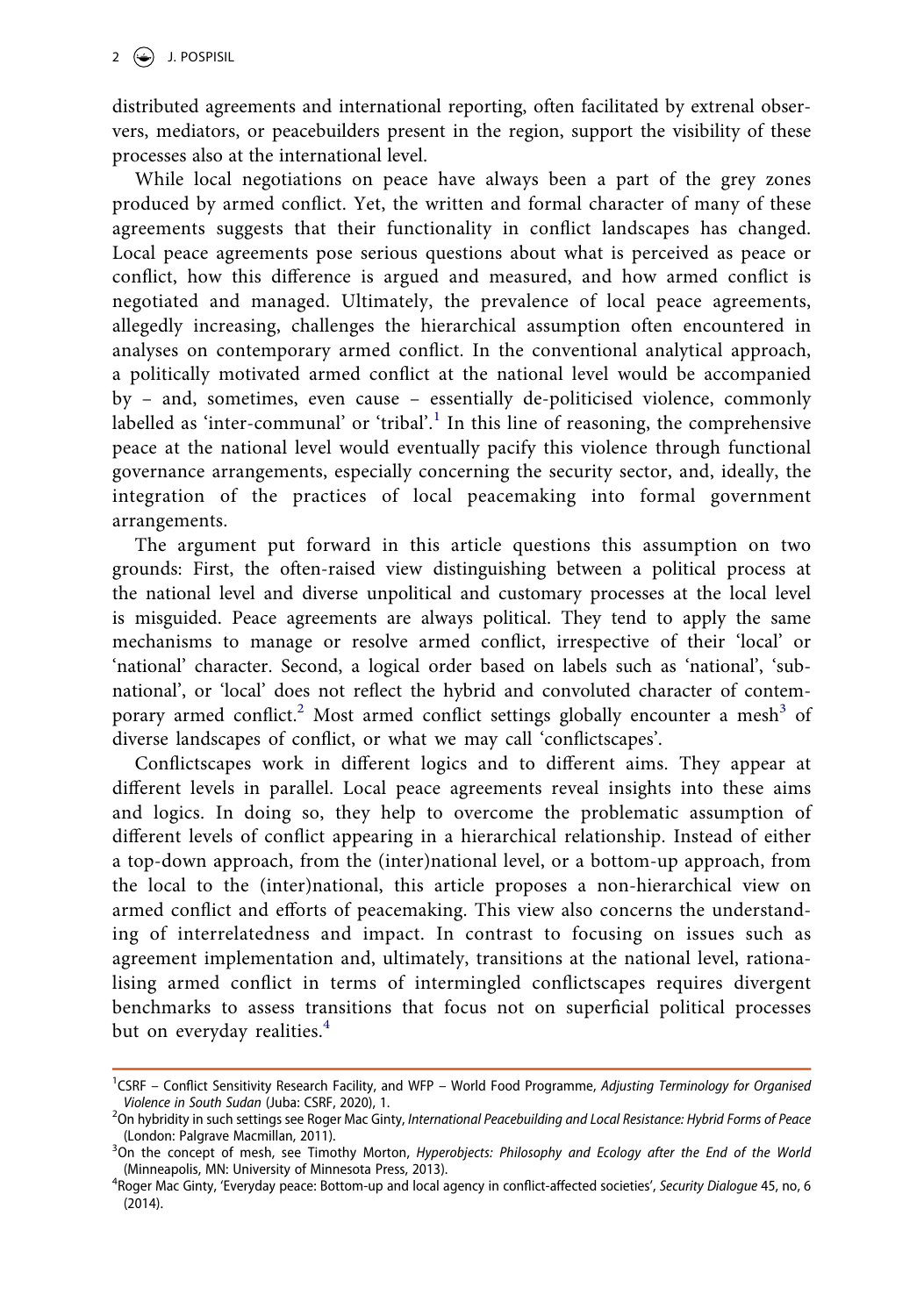distributed agreements and international reporting, often facilitated by extrenal observers, mediators, or peacebuilders present in the region, support the visibility of these processes also at the international level.

While local negotiations on peace have always been a part of the grey zones produced by armed conflict. Yet, the written and formal character of many of these agreements suggests that their functionality in conflict landscapes has changed. Local peace agreements pose serious questions about what is perceived as peace or conflict, how this difference is argued and measured, and how armed conflict is negotiated and managed. Ultimately, the prevalence of local peace agreements, allegedly increasing, challenges the hierarchical assumption often encountered in analyses on contemporary armed conflict. In the conventional analytical approach, a politically motivated armed conflict at the national level would be accompanied by – and, sometimes, even cause – essentially de-politicised violence, commonly labelled as 'inter-communal' or 'tribal'.[1] In this line of reasoning, the comprehensive peace at the national level would eventually pacify this violence through functional governance arrangements, especially concerning the security sector, and, ideally, the integration of the practices of local peacemaking into formal government arrangements.

The argument put forward in this article questions this assumption on two grounds: First, the often-raised view distinguishing between a political process at the national level and diverse unpolitical and customary processes at the local level is misguided. Peace agreements are always political. They tend to apply the same mechanisms to manage or resolve armed conflict, irrespective of their 'local' or 'national' character. Second, a logical order based on labels such as 'national', 'sub-national', or 'local' does not reflect the hybrid and convoluted character of contemporary armed conflict.[2] Most armed conflict settings globally encounter a mesh[3] of diverse landscapes of conflict, or what we may call 'conflictscapes'.

Conflictscapes work in different logics and to different aims. They appear at different levels in parallel. Local peace agreements reveal insights into these aims and logics. In doing so, they help to overcome the problematic assumption of different levels of conflict appearing in a hierarchical relationship. Instead of either a top-down approach, from the (inter)national level, or a bottom-up approach, from the local to the (inter)national, this article proposes a non-hierarchical view on armed conflict and efforts of peacemaking. This view also concerns the understanding of interrelatedness and impact. In contrast to focusing on issues such as agreement implementation and, ultimately, transitions at the national level, rationalising armed conflict in terms of intermingled conflictscapes requires divergent benchmarks to assess transitions that focus not on superficial political processes but on everyday realities.[4]

[1] CSRF – Conflict Sensitivity Research Facility, and WFP – World Food Programme, *Adjusting Terminology for Organised Violence in South Sudan* (Juba: CSRF, 2020), 1.

[2] On hybridity in such settings see Roger Mac Ginty, *International Peacebuilding and Local Resistance: Hybrid Forms of Peace* (London: Palgrave Macmillan, 2011).

[3] On the concept of mesh, see Timothy Morton, *Hyperobjects: Philosophy and Ecology after the End of the World* (Minneapolis, MN: University of Minnesota Press, 2013).

[4] Roger Mac Ginty, 'Everyday peace: Bottom-up and local agency in conflict-affected societies', *Security Dialogue* 45, no, 6 (2014).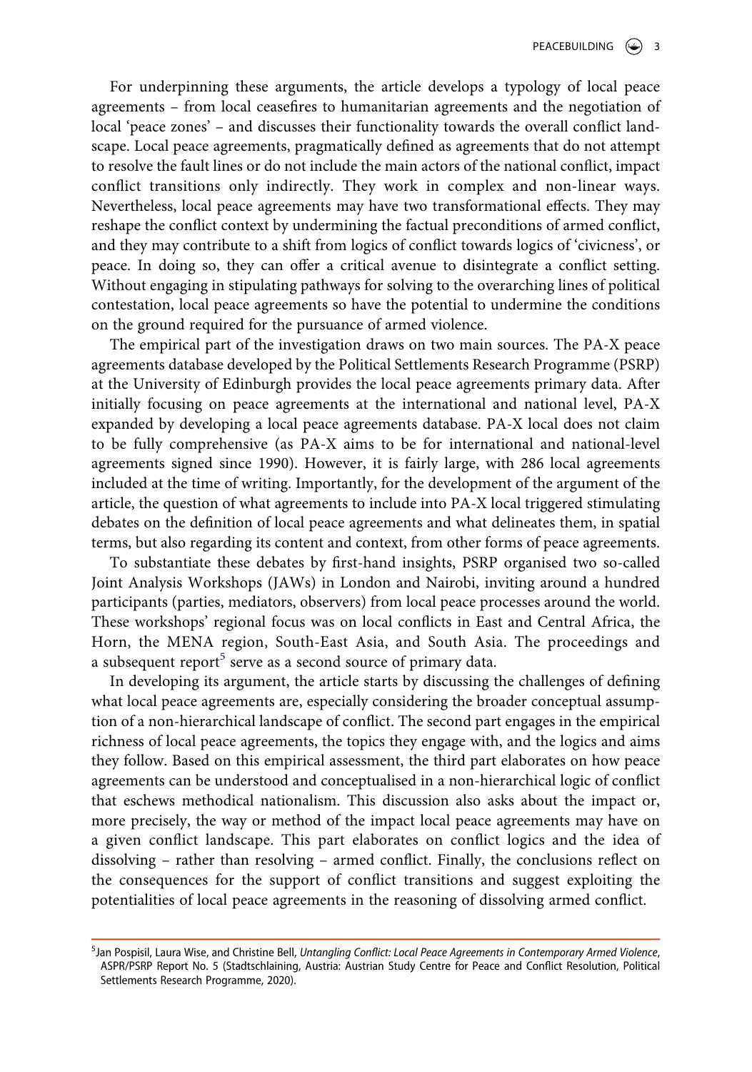For underpinning these arguments, the article develops a typology of local peace agreements – from local ceasefires to humanitarian agreements and the negotiation of local 'peace zones' – and discusses their functionality towards the overall conflict landscape. Local peace agreements, pragmatically defined as agreements that do not attempt to resolve the fault lines or do not include the main actors of the national conflict, impact conflict transitions only indirectly. They work in complex and non-linear ways. Nevertheless, local peace agreements may have two transformational effects. They may reshape the conflict context by undermining the factual preconditions of armed conflict, and they may contribute to a shift from logics of conflict towards logics of 'civicness', or peace. In doing so, they can offer a critical avenue to disintegrate a conflict setting. Without engaging in stipulating pathways for solving to the overarching lines of political contestation, local peace agreements so have the potential to undermine the conditions on the ground required for the pursuance of armed violence.

The empirical part of the investigation draws on two main sources. The PA-X peace agreements database developed by the Political Settlements Research Programme (PSRP) at the University of Edinburgh provides the local peace agreements primary data. After initially focusing on peace agreements at the international and national level, PA-X expanded by developing a local peace agreements database. PA-X local does not claim to be fully comprehensive (as PA-X aims to be for international and national-level agreements signed since 1990). However, it is fairly large, with 286 local agreements included at the time of writing. Importantly, for the development of the argument of the article, the question of what agreements to include into PA-X local triggered stimulating debates on the definition of local peace agreements and what delineates them, in spatial terms, but also regarding its content and context, from other forms of peace agreements.

To substantiate these debates by first-hand insights, PSRP organised two so-called Joint Analysis Workshops (JAWs) in London and Nairobi, inviting around a hundred participants (parties, mediators, observers) from local peace processes around the world. These workshops' regional focus was on local conflicts in East and Central Africa, the Horn, the MENA region, South-East Asia, and South Asia. The proceedings and a subsequent report[5] serve as a second source of primary data.

In developing its argument, the article starts by discussing the challenges of defining what local peace agreements are, especially considering the broader conceptual assumption of a non-hierarchical landscape of conflict. The second part engages in the empirical richness of local peace agreements, the topics they engage with, and the logics and aims they follow. Based on this empirical assessment, the third part elaborates on how peace agreements can be understood and conceptualised in a non-hierarchical logic of conflict that eschews methodical nationalism. This discussion also asks about the impact or, more precisely, the way or method of the impact local peace agreements may have on a given conflict landscape. This part elaborates on conflict logics and the idea of dissolving – rather than resolving – armed conflict. Finally, the conclusions reflect on the consequences for the support of conflict transitions and suggest exploiting the potentialities of local peace agreements in the reasoning of dissolving armed conflict.

[5] Jan Pospisil, Laura Wise, and Christine Bell, *Untangling Conflict: Local Peace Agreements in Contemporary Armed Violence*, ASPR/PSRP Report No. 5 (Stadtschlaining, Austria: Austrian Study Centre for Peace and Conflict Resolution, Political Settlements Research Programme, 2020).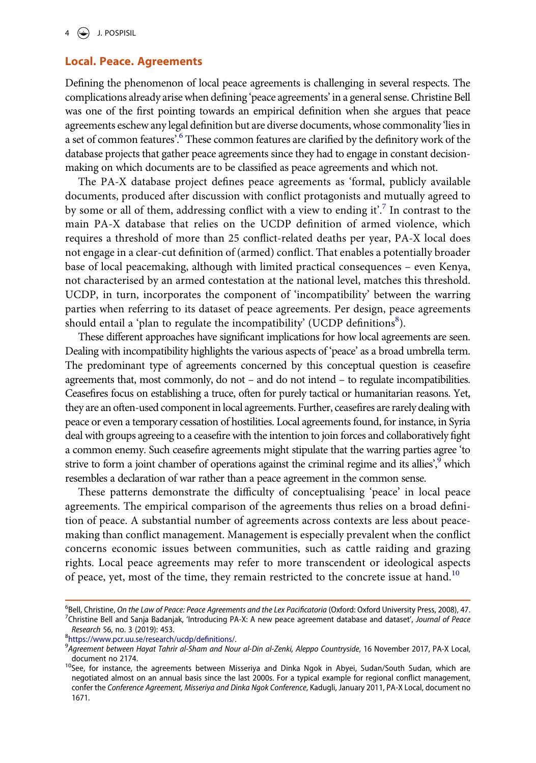## Local. Peace. Agreements

Defining the phenomenon of local peace agreements is challenging in several respects. The complications already arise when defining 'peace agreements' in a general sense. Christine Bell was one of the first pointing towards an empirical definition when she argues that peace agreements eschew any legal definition but are diverse documents, whose commonality 'lies in a set of common features'.[6] These common features are clarified by the definitory work of the database projects that gather peace agreements since they had to engage in constant decision-making on which documents are to be classified as peace agreements and which not.

The PA-X database project defines peace agreements as 'formal, publicly available documents, produced after discussion with conflict protagonists and mutually agreed to by some or all of them, addressing conflict with a view to ending it'.[7] In contrast to the main PA-X database that relies on the UCDP definition of armed violence, which requires a threshold of more than 25 conflict-related deaths per year, PA-X local does not engage in a clear-cut definition of (armed) conflict. That enables a potentially broader base of local peacemaking, although with limited practical consequences – even Kenya, not characterised by an armed contestation at the national level, matches this threshold. UCDP, in turn, incorporates the component of 'incompatibility' between the warring parties when referring to its dataset of peace agreements. Per design, peace agreements should entail a 'plan to regulate the incompatibility' (UCDP definitions[8]).

These different approaches have significant implications for how local agreements are seen. Dealing with incompatibility highlights the various aspects of 'peace' as a broad umbrella term. The predominant type of agreements concerned by this conceptual question is ceasefire agreements that, most commonly, do not – and do not intend – to regulate incompatibilities. Ceasefires focus on establishing a truce, often for purely tactical or humanitarian reasons. Yet, they are an often-used component in local agreements. Further, ceasefires are rarely dealing with peace or even a temporary cessation of hostilities. Local agreements found, for instance, in Syria deal with groups agreeing to a ceasefire with the intention to join forces and collaboratively fight a common enemy. Such ceasefire agreements might stipulate that the warring parties agree 'to strive to form a joint chamber of operations against the criminal regime and its allies',[9] which resembles a declaration of war rather than a peace agreement in the common sense.

These patterns demonstrate the difficulty of conceptualising 'peace' in local peace agreements. The empirical comparison of the agreements thus relies on a broad definition of peace. A substantial number of agreements across contexts are less about peacemaking than conflict management. Management is especially prevalent when the conflict concerns economic issues between communities, such as cattle raiding and grazing rights. Local peace agreements may refer to more transcendent or ideological aspects of peace, yet, most of the time, they remain restricted to the concrete issue at hand.[10]

---

[6] Bell, Christine, *On the Law of Peace: Peace Agreements and the Lex Pacificatoria* (Oxford: Oxford University Press, 2008), 47.

[7] Christine Bell and Sanja Badanjak, 'Introducing PA-X: A new peace agreement database and dataset', *Journal of Peace Research* 56, no. 3 (2019): 453.

[8] https://www.pcr.uu.se/research/ucdp/definitions/.

[9] *Agreement between Hayat Tahrir al-Sham and Nour al-Din al-Zenki, Aleppo Countryside*, 16 November 2017, PA-X Local, document no 2174.

[10] See, for instance, the agreements between Misseriya and Dinka Ngok in Abyei, Sudan/South Sudan, which are negotiated almost on an annual basis since the last 2000s. For a typical example for regional conflict management, confer the *Conference Agreement, Misseriya and Dinka Ngok Conference*, Kadugli, January 2011, PA-X Local, document no 1671.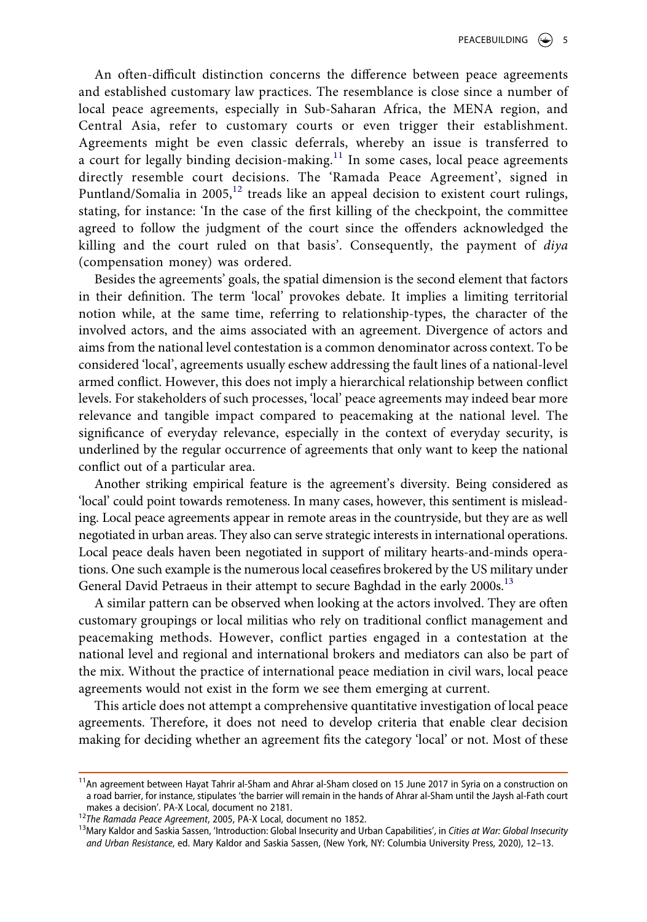An often-difficult distinction concerns the difference between peace agreements and established customary law practices. The resemblance is close since a number of local peace agreements, especially in Sub-Saharan Africa, the MENA region, and Central Asia, refer to customary courts or even trigger their establishment. Agreements might be even classic deferrals, whereby an issue is transferred to a court for legally binding decision-making.[11] In some cases, local peace agreements directly resemble court decisions. The 'Ramada Peace Agreement', signed in Puntland/Somalia in 2005,[12] treads like an appeal decision to existent court rulings, stating, for instance: 'In the case of the first killing of the checkpoint, the committee agreed to follow the judgment of the court since the offenders acknowledged the killing and the court ruled on that basis'. Consequently, the payment of *diya* (compensation money) was ordered.

Besides the agreements' goals, the spatial dimension is the second element that factors in their definition. The term 'local' provokes debate. It implies a limiting territorial notion while, at the same time, referring to relationship-types, the character of the involved actors, and the aims associated with an agreement. Divergence of actors and aims from the national level contestation is a common denominator across context. To be considered 'local', agreements usually eschew addressing the fault lines of a national-level armed conflict. However, this does not imply a hierarchical relationship between conflict levels. For stakeholders of such processes, 'local' peace agreements may indeed bear more relevance and tangible impact compared to peacemaking at the national level. The significance of everyday relevance, especially in the context of everyday security, is underlined by the regular occurrence of agreements that only want to keep the national conflict out of a particular area.

Another striking empirical feature is the agreement's diversity. Being considered as 'local' could point towards remoteness. In many cases, however, this sentiment is misleading. Local peace agreements appear in remote areas in the countryside, but they are as well negotiated in urban areas. They also can serve strategic interests in international operations. Local peace deals haven been negotiated in support of military hearts-and-minds operations. One such example is the numerous local ceasefires brokered by the US military under General David Petraeus in their attempt to secure Baghdad in the early 2000s.[13]

A similar pattern can be observed when looking at the actors involved. They are often customary groupings or local militias who rely on traditional conflict management and peacemaking methods. However, conflict parties engaged in a contestation at the national level and regional and international brokers and mediators can also be part of the mix. Without the practice of international peace mediation in civil wars, local peace agreements would not exist in the form we see them emerging at current.

This article does not attempt a comprehensive quantitative investigation of local peace agreements. Therefore, it does not need to develop criteria that enable clear decision making for deciding whether an agreement fits the category 'local' or not. Most of these

---

[11] An agreement between Hayat Tahrir al-Sham and Ahrar al-Sham closed on 15 June 2017 in Syria on a construction on a road barrier, for instance, stipulates 'the barrier will remain in the hands of Ahrar al-Sham until the Jaysh al-Fath court makes a decision'. PA-X Local, document no 2181.

[12] *The Ramada Peace Agreement*, 2005, PA-X Local, document no 1852.

[13] Mary Kaldor and Saskia Sassen, 'Introduction: Global Insecurity and Urban Capabilities', in *Cities at War: Global Insecurity and Urban Resistance*, ed. Mary Kaldor and Saskia Sassen, (New York, NY: Columbia University Press, 2020), 12–13.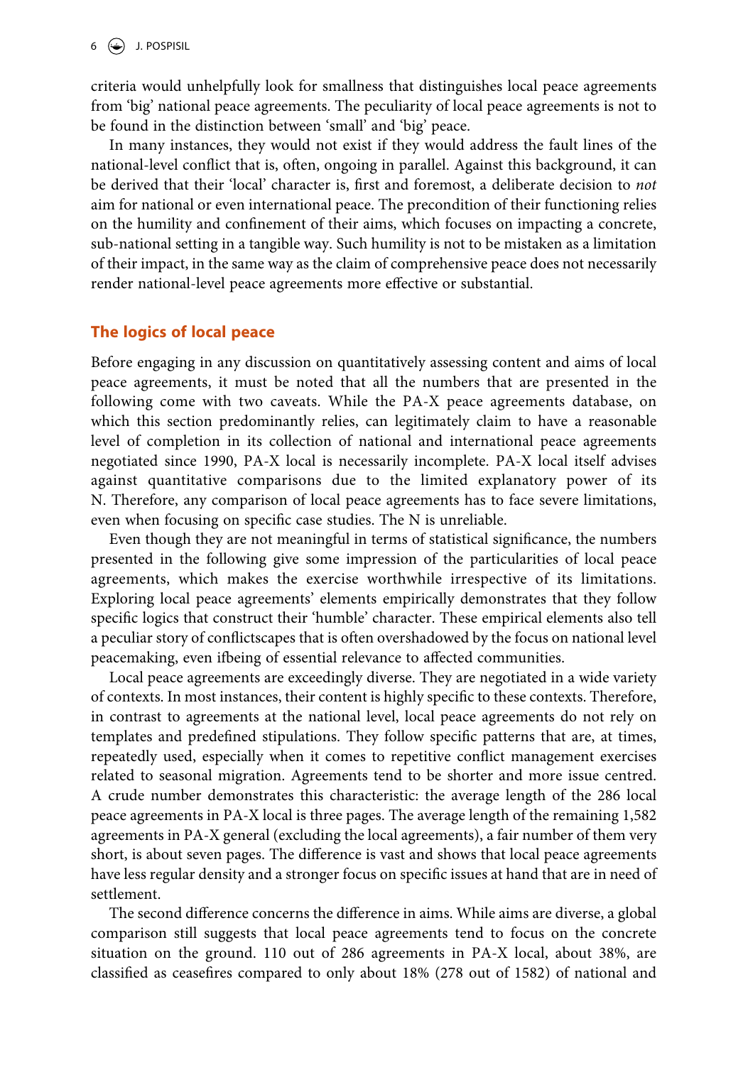criteria would unhelpfully look for smallness that distinguishes local peace agreements from 'big' national peace agreements. The peculiarity of local peace agreements is not to be found in the distinction between 'small' and 'big' peace.

In many instances, they would not exist if they would address the fault lines of the national-level conflict that is, often, ongoing in parallel. Against this background, it can be derived that their 'local' character is, first and foremost, a deliberate decision to *not* aim for national or even international peace. The precondition of their functioning relies on the humility and confinement of their aims, which focuses on impacting a concrete, sub-national setting in a tangible way. Such humility is not to be mistaken as a limitation of their impact, in the same way as the claim of comprehensive peace does not necessarily render national-level peace agreements more effective or substantial.

## The logics of local peace

Before engaging in any discussion on quantitatively assessing content and aims of local peace agreements, it must be noted that all the numbers that are presented in the following come with two caveats. While the PA-X peace agreements database, on which this section predominantly relies, can legitimately claim to have a reasonable level of completion in its collection of national and international peace agreements negotiated since 1990, PA-X local is necessarily incomplete. PA-X local itself advises against quantitative comparisons due to the limited explanatory power of its N. Therefore, any comparison of local peace agreements has to face severe limitations, even when focusing on specific case studies. The N is unreliable.

Even though they are not meaningful in terms of statistical significance, the numbers presented in the following give some impression of the particularities of local peace agreements, which makes the exercise worthwhile irrespective of its limitations. Exploring local peace agreements' elements empirically demonstrates that they follow specific logics that construct their 'humble' character. These empirical elements also tell a peculiar story of conflictscapes that is often overshadowed by the focus on national level peacemaking, even ifbeing of essential relevance to affected communities.

Local peace agreements are exceedingly diverse. They are negotiated in a wide variety of contexts. In most instances, their content is highly specific to these contexts. Therefore, in contrast to agreements at the national level, local peace agreements do not rely on templates and predefined stipulations. They follow specific patterns that are, at times, repeatedly used, especially when it comes to repetitive conflict management exercises related to seasonal migration. Agreements tend to be shorter and more issue centred. A crude number demonstrates this characteristic: the average length of the 286 local peace agreements in PA-X local is three pages. The average length of the remaining 1,582 agreements in PA-X general (excluding the local agreements), a fair number of them very short, is about seven pages. The difference is vast and shows that local peace agreements have less regular density and a stronger focus on specific issues at hand that are in need of settlement.

The second difference concerns the difference in aims. While aims are diverse, a global comparison still suggests that local peace agreements tend to focus on the concrete situation on the ground. 110 out of 286 agreements in PA-X local, about 38%, are classified as ceasefires compared to only about 18% (278 out of 1582) of national and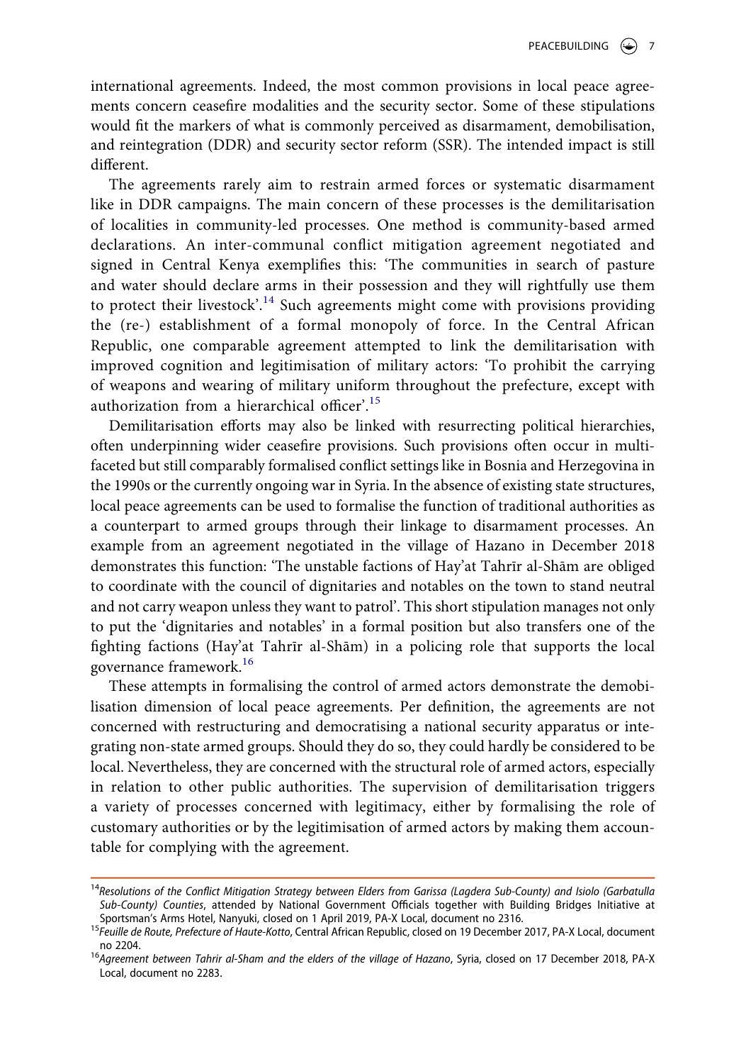international agreements. Indeed, the most common provisions in local peace agreements concern ceasefire modalities and the security sector. Some of these stipulations would fit the markers of what is commonly perceived as disarmament, demobilisation, and reintegration (DDR) and security sector reform (SSR). The intended impact is still different.

The agreements rarely aim to restrain armed forces or systematic disarmament like in DDR campaigns. The main concern of these processes is the demilitarisation of localities in community-led processes. One method is community-based armed declarations. An inter-communal conflict mitigation agreement negotiated and signed in Central Kenya exemplifies this: 'The communities in search of pasture and water should declare arms in their possession and they will rightfully use them to protect their livestock'.[14] Such agreements might come with provisions providing the (re-) establishment of a formal monopoly of force. In the Central African Republic, one comparable agreement attempted to link the demilitarisation with improved cognition and legitimisation of military actors: 'To prohibit the carrying of weapons and wearing of military uniform throughout the prefecture, except with authorization from a hierarchical officer'.[15]

Demilitarisation efforts may also be linked with resurrecting political hierarchies, often underpinning wider ceasefire provisions. Such provisions often occur in multi-faceted but still comparably formalised conflict settings like in Bosnia and Herzegovina in the 1990s or the currently ongoing war in Syria. In the absence of existing state structures, local peace agreements can be used to formalise the function of traditional authorities as a counterpart to armed groups through their linkage to disarmament processes. An example from an agreement negotiated in the village of Hazano in December 2018 demonstrates this function: 'The unstable factions of Hay'at Tahrīr al-Shām are obliged to coordinate with the council of dignitaries and notables on the town to stand neutral and not carry weapon unless they want to patrol'. This short stipulation manages not only to put the 'dignitaries and notables' in a formal position but also transfers one of the fighting factions (Hay'at Tahrīr al-Shām) in a policing role that supports the local governance framework.[16]

These attempts in formalising the control of armed actors demonstrate the demobilisation dimension of local peace agreements. Per definition, the agreements are not concerned with restructuring and democratising a national security apparatus or integrating non-state armed groups. Should they do so, they could hardly be considered to be local. Nevertheless, they are concerned with the structural role of armed actors, especially in relation to other public authorities. The supervision of demilitarisation triggers a variety of processes concerned with legitimacy, either by formalising the role of customary authorities or by the legitimisation of armed actors by making them accountable for complying with the agreement.

---

[14] *Resolutions of the Conflict Mitigation Strategy between Elders from Garissa (Lagdera Sub-County) and Isiolo (Garbatulla Sub-County) Counties*, attended by National Government Officials together with Building Bridges Initiative at Sportsman's Arms Hotel, Nanyuki, closed on 1 April 2019, PA-X Local, document no 2316.

[15] *Feuille de Route, Prefecture of Haute-Kotto*, Central African Republic, closed on 19 December 2017, PA-X Local, document no 2204.

[16] *Agreement between Tahrir al-Sham and the elders of the village of Hazano*, Syria, closed on 17 December 2018, PA-X Local, document no 2283.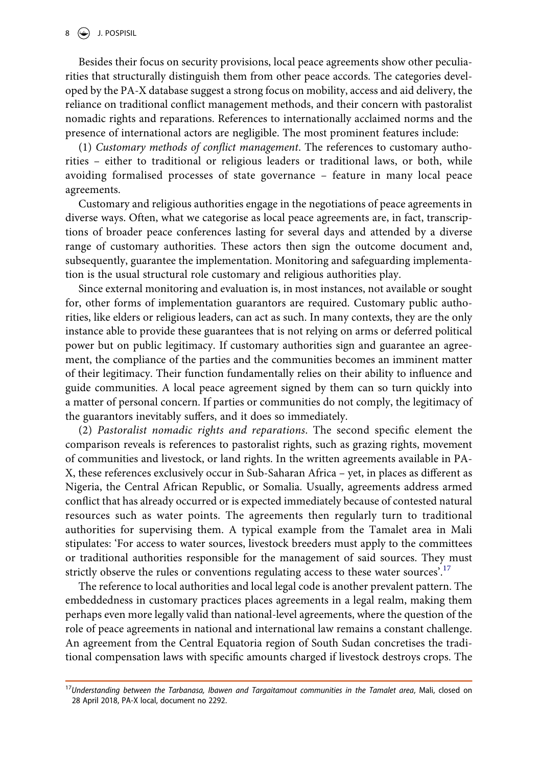Besides their focus on security provisions, local peace agreements show other peculiarities that structurally distinguish them from other peace accords. The categories developed by the PA-X database suggest a strong focus on mobility, access and aid delivery, the reliance on traditional conflict management methods, and their concern with pastoralist nomadic rights and reparations. References to internationally acclaimed norms and the presence of international actors are negligible. The most prominent features include:

(1) *Customary methods of conflict management*. The references to customary authorities – either to traditional or religious leaders or traditional laws, or both, while avoiding formalised processes of state governance – feature in many local peace agreements.

Customary and religious authorities engage in the negotiations of peace agreements in diverse ways. Often, what we categorise as local peace agreements are, in fact, transcriptions of broader peace conferences lasting for several days and attended by a diverse range of customary authorities. These actors then sign the outcome document and, subsequently, guarantee the implementation. Monitoring and safeguarding implementation is the usual structural role customary and religious authorities play.

Since external monitoring and evaluation is, in most instances, not available or sought for, other forms of implementation guarantors are required. Customary public authorities, like elders or religious leaders, can act as such. In many contexts, they are the only instance able to provide these guarantees that is not relying on arms or deferred political power but on public legitimacy. If customary authorities sign and guarantee an agreement, the compliance of the parties and the communities becomes an imminent matter of their legitimacy. Their function fundamentally relies on their ability to influence and guide communities. A local peace agreement signed by them can so turn quickly into a matter of personal concern. If parties or communities do not comply, the legitimacy of the guarantors inevitably suffers, and it does so immediately.

(2) *Pastoralist nomadic rights and reparations*. The second specific element the comparison reveals is references to pastoralist rights, such as grazing rights, movement of communities and livestock, or land rights. In the written agreements available in PA-X, these references exclusively occur in Sub-Saharan Africa – yet, in places as different as Nigeria, the Central African Republic, or Somalia. Usually, agreements address armed conflict that has already occurred or is expected immediately because of contested natural resources such as water points. The agreements then regularly turn to traditional authorities for supervising them. A typical example from the Tamalet area in Mali stipulates: 'For access to water sources, livestock breeders must apply to the committees or traditional authorities responsible for the management of said sources. They must strictly observe the rules or conventions regulating access to these water sources'.[17]

The reference to local authorities and local legal code is another prevalent pattern. The embeddedness in customary practices places agreements in a legal realm, making them perhaps even more legally valid than national-level agreements, where the question of the role of peace agreements in national and international law remains a constant challenge. An agreement from the Central Equatoria region of South Sudan concretises the traditional compensation laws with specific amounts charged if livestock destroys crops. The

[17] *Understanding between the Tarbanasa, Ibawen and Targaitamout communities in the Tamalet area*, Mali, closed on 28 April 2018, PA-X local, document no 2292.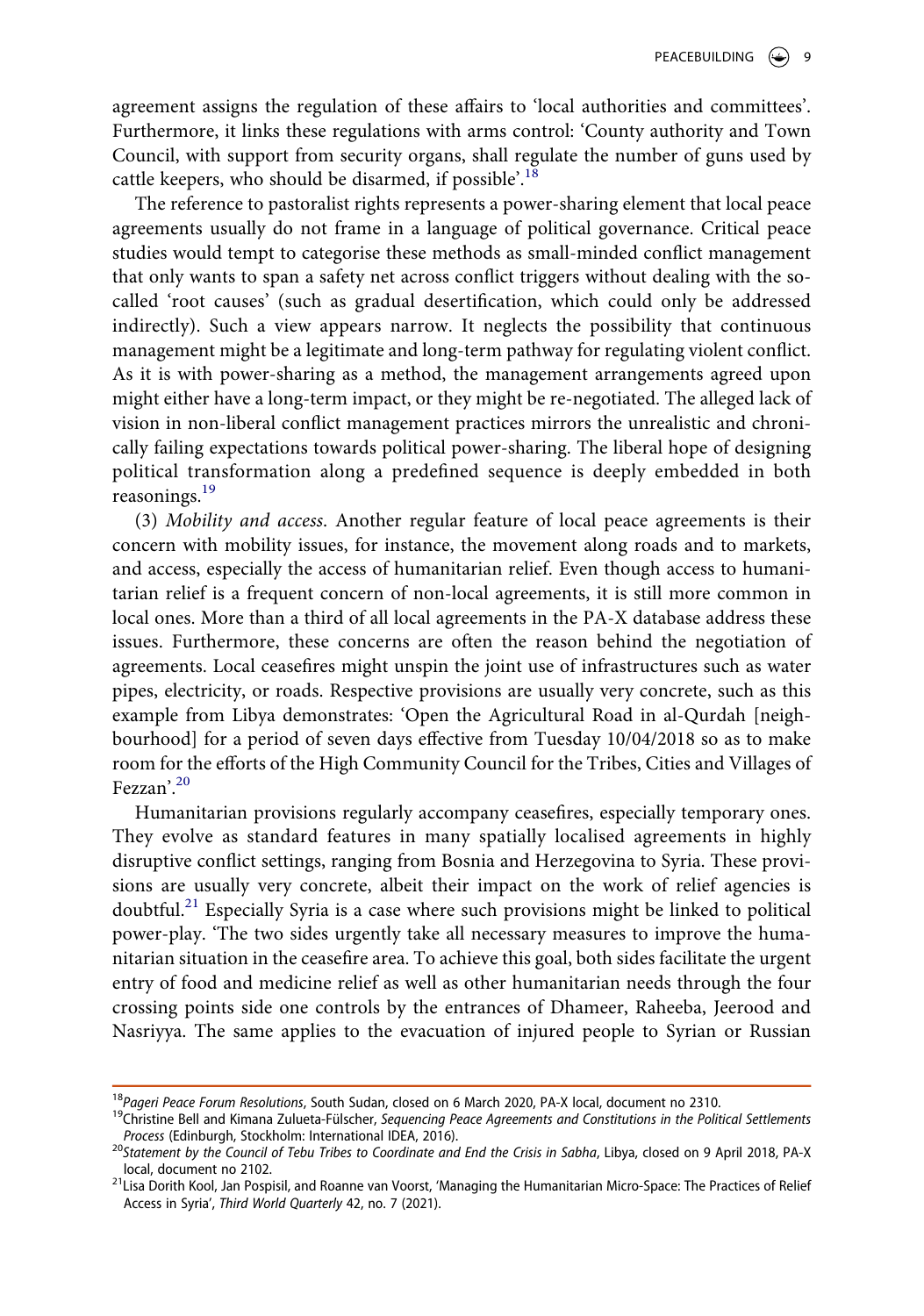agreement assigns the regulation of these affairs to 'local authorities and committees'. Furthermore, it links these regulations with arms control: 'County authority and Town Council, with support from security organs, shall regulate the number of guns used by cattle keepers, who should be disarmed, if possible'.[18]

The reference to pastoralist rights represents a power-sharing element that local peace agreements usually do not frame in a language of political governance. Critical peace studies would tempt to categorise these methods as small-minded conflict management that only wants to span a safety net across conflict triggers without dealing with the so-called 'root causes' (such as gradual desertification, which could only be addressed indirectly). Such a view appears narrow. It neglects the possibility that continuous management might be a legitimate and long-term pathway for regulating violent conflict. As it is with power-sharing as a method, the management arrangements agreed upon might either have a long-term impact, or they might be re-negotiated. The alleged lack of vision in non-liberal conflict management practices mirrors the unrealistic and chronically failing expectations towards political power-sharing. The liberal hope of designing political transformation along a predefined sequence is deeply embedded in both reasonings.[19]

(3) *Mobility and access*. Another regular feature of local peace agreements is their concern with mobility issues, for instance, the movement along roads and to markets, and access, especially the access of humanitarian relief. Even though access to humanitarian relief is a frequent concern of non-local agreements, it is still more common in local ones. More than a third of all local agreements in the PA-X database address these issues. Furthermore, these concerns are often the reason behind the negotiation of agreements. Local ceasefires might unspin the joint use of infrastructures such as water pipes, electricity, or roads. Respective provisions are usually very concrete, such as this example from Libya demonstrates: 'Open the Agricultural Road in al-Qurdah [neighbourhood] for a period of seven days effective from Tuesday 10/04/2018 so as to make room for the efforts of the High Community Council for the Tribes, Cities and Villages of Fezzan'.[20]

Humanitarian provisions regularly accompany ceasefires, especially temporary ones. They evolve as standard features in many spatially localised agreements in highly disruptive conflict settings, ranging from Bosnia and Herzegovina to Syria. These provisions are usually very concrete, albeit their impact on the work of relief agencies is doubtful.[21] Especially Syria is a case where such provisions might be linked to political power-play. 'The two sides urgently take all necessary measures to improve the humanitarian situation in the ceasefire area. To achieve this goal, both sides facilitate the urgent entry of food and medicine relief as well as other humanitarian needs through the four crossing points side one controls by the entrances of Dhameer, Raheeba, Jeerood and Nasriyya. The same applies to the evacuation of injured people to Syrian or Russian

---

[18] *Pageri Peace Forum Resolutions*, South Sudan, closed on 6 March 2020, PA-X local, document no 2310.

[19] Christine Bell and Kimana Zulueta-Fülscher, *Sequencing Peace Agreements and Constitutions in the Political Settlements Process* (Edinburgh, Stockholm: International IDEA, 2016).

[20] *Statement by the Council of Tebu Tribes to Coordinate and End the Crisis in Sabha*, Libya, closed on 9 April 2018, PA-X local, document no 2102.

[21] Lisa Dorith Kool, Jan Pospisil, and Roanne van Voorst, 'Managing the Humanitarian Micro-Space: The Practices of Relief Access in Syria', *Third World Quarterly* 42, no. 7 (2021).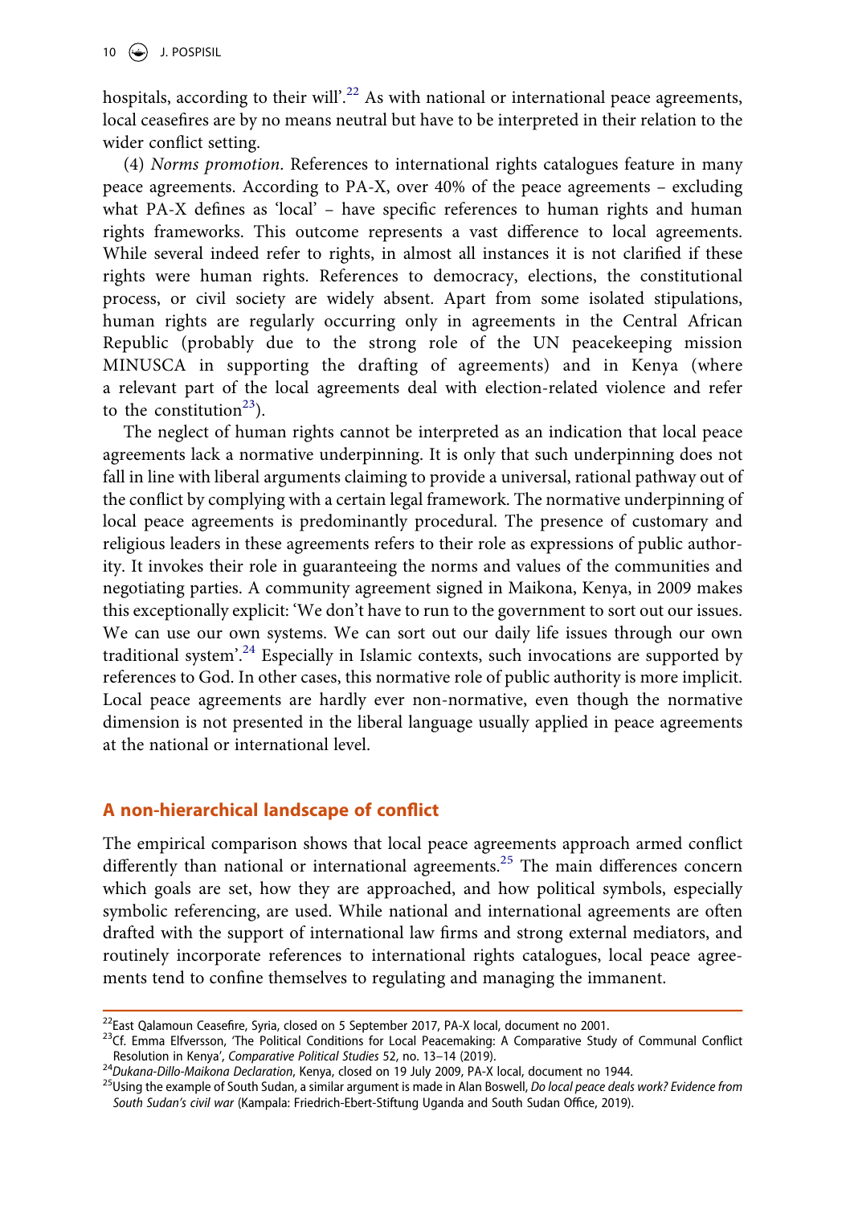hospitals, according to their will'.[22] As with national or international peace agreements, local ceasefires are by no means neutral but have to be interpreted in their relation to the wider conflict setting.

(4) *Norms promotion*. References to international rights catalogues feature in many peace agreements. According to PA-X, over 40% of the peace agreements – excluding what PA-X defines as 'local' – have specific references to human rights and human rights frameworks. This outcome represents a vast difference to local agreements. While several indeed refer to rights, in almost all instances it is not clarified if these rights were human rights. References to democracy, elections, the constitutional process, or civil society are widely absent. Apart from some isolated stipulations, human rights are regularly occurring only in agreements in the Central African Republic (probably due to the strong role of the UN peacekeeping mission MINUSCA in supporting the drafting of agreements) and in Kenya (where a relevant part of the local agreements deal with election-related violence and refer to the constitution[23]).

The neglect of human rights cannot be interpreted as an indication that local peace agreements lack a normative underpinning. It is only that such underpinning does not fall in line with liberal arguments claiming to provide a universal, rational pathway out of the conflict by complying with a certain legal framework. The normative underpinning of local peace agreements is predominantly procedural. The presence of customary and religious leaders in these agreements refers to their role as expressions of public authority. It invokes their role in guaranteeing the norms and values of the communities and negotiating parties. A community agreement signed in Maikona, Kenya, in 2009 makes this exceptionally explicit: 'We don't have to run to the government to sort out our issues. We can use our own systems. We can sort out our daily life issues through our own traditional system'.[24] Especially in Islamic contexts, such invocations are supported by references to God. In other cases, this normative role of public authority is more implicit. Local peace agreements are hardly ever non-normative, even though the normative dimension is not presented in the liberal language usually applied in peace agreements at the national or international level.

## A non-hierarchical landscape of conflict

The empirical comparison shows that local peace agreements approach armed conflict differently than national or international agreements.[25] The main differences concern which goals are set, how they are approached, and how political symbols, especially symbolic referencing, are used. While national and international agreements are often drafted with the support of international law firms and strong external mediators, and routinely incorporate references to international rights catalogues, local peace agreements tend to confine themselves to regulating and managing the immanent.

---

[22] East Qalamoun Ceasefire, Syria, closed on 5 September 2017, PA-X local, document no 2001.

[23] Cf. Emma Elfversson, 'The Political Conditions for Local Peacemaking: A Comparative Study of Communal Conflict Resolution in Kenya', *Comparative Political Studies* 52, no. 13–14 (2019).

[24] *Dukana-Dillo-Maikona Declaration*, Kenya, closed on 19 July 2009, PA-X local, document no 1944.

[25] Using the example of South Sudan, a similar argument is made in Alan Boswell, *Do local peace deals work? Evidence from South Sudan's civil war* (Kampala: Friedrich-Ebert-Stiftung Uganda and South Sudan Office, 2019).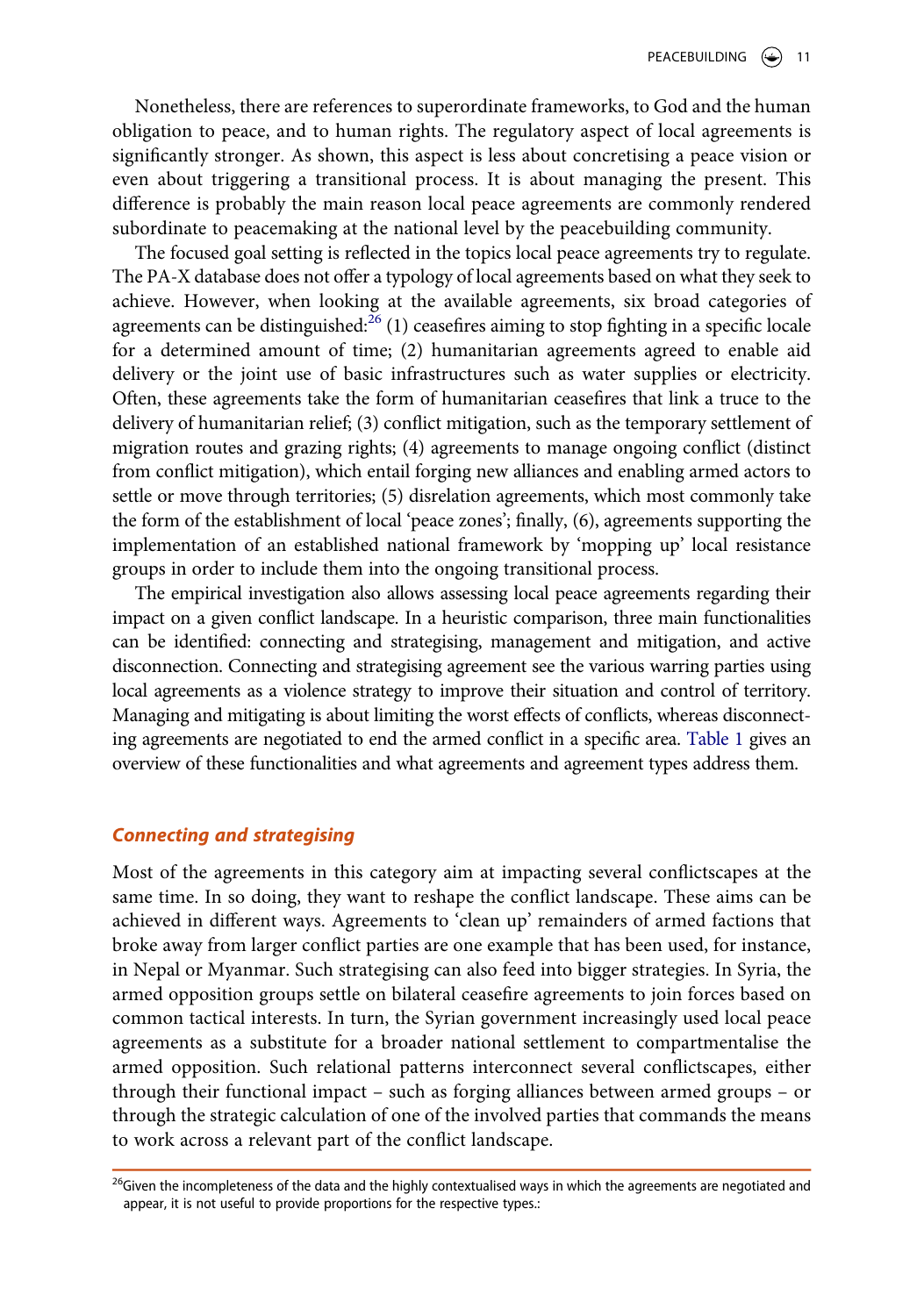Nonetheless, there are references to superordinate frameworks, to God and the human obligation to peace, and to human rights. The regulatory aspect of local agreements is significantly stronger. As shown, this aspect is less about concretising a peace vision or even about triggering a transitional process. It is about managing the present. This difference is probably the main reason local peace agreements are commonly rendered subordinate to peacemaking at the national level by the peacebuilding community.

The focused goal setting is reflected in the topics local peace agreements try to regulate. The PA-X database does not offer a typology of local agreements based on what they seek to achieve. However, when looking at the available agreements, six broad categories of agreements can be distinguished:[26] (1) ceasefires aiming to stop fighting in a specific locale for a determined amount of time; (2) humanitarian agreements agreed to enable aid delivery or the joint use of basic infrastructures such as water supplies or electricity. Often, these agreements take the form of humanitarian ceasefires that link a truce to the delivery of humanitarian relief; (3) conflict mitigation, such as the temporary settlement of migration routes and grazing rights; (4) agreements to manage ongoing conflict (distinct from conflict mitigation), which entail forging new alliances and enabling armed actors to settle or move through territories; (5) disrelation agreements, which most commonly take the form of the establishment of local 'peace zones'; finally, (6), agreements supporting the implementation of an established national framework by 'mopping up' local resistance groups in order to include them into the ongoing transitional process.

The empirical investigation also allows assessing local peace agreements regarding their impact on a given conflict landscape. In a heuristic comparison, three main functionalities can be identified: connecting and strategising, management and mitigation, and active disconnection. Connecting and strategising agreement see the various warring parties using local agreements as a violence strategy to improve their situation and control of territory. Managing and mitigating is about limiting the worst effects of conflicts, whereas disconnecting agreements are negotiated to end the armed conflict in a specific area. Table 1 gives an overview of these functionalities and what agreements and agreement types address them.

### *Connecting and strategising*

Most of the agreements in this category aim at impacting several conflictscapes at the same time. In so doing, they want to reshape the conflict landscape. These aims can be achieved in different ways. Agreements to 'clean up' remainders of armed factions that broke away from larger conflict parties are one example that has been used, for instance, in Nepal or Myanmar. Such strategising can also feed into bigger strategies. In Syria, the armed opposition groups settle on bilateral ceasefire agreements to join forces based on common tactical interests. In turn, the Syrian government increasingly used local peace agreements as a substitute for a broader national settlement to compartmentalise the armed opposition. Such relational patterns interconnect several conflictscapes, either through their functional impact – such as forging alliances between armed groups – or through the strategic calculation of one of the involved parties that commands the means to work across a relevant part of the conflict landscape.

[26]Given the incompleteness of the data and the highly contextualised ways in which the agreements are negotiated and appear, it is not useful to provide proportions for the respective types.: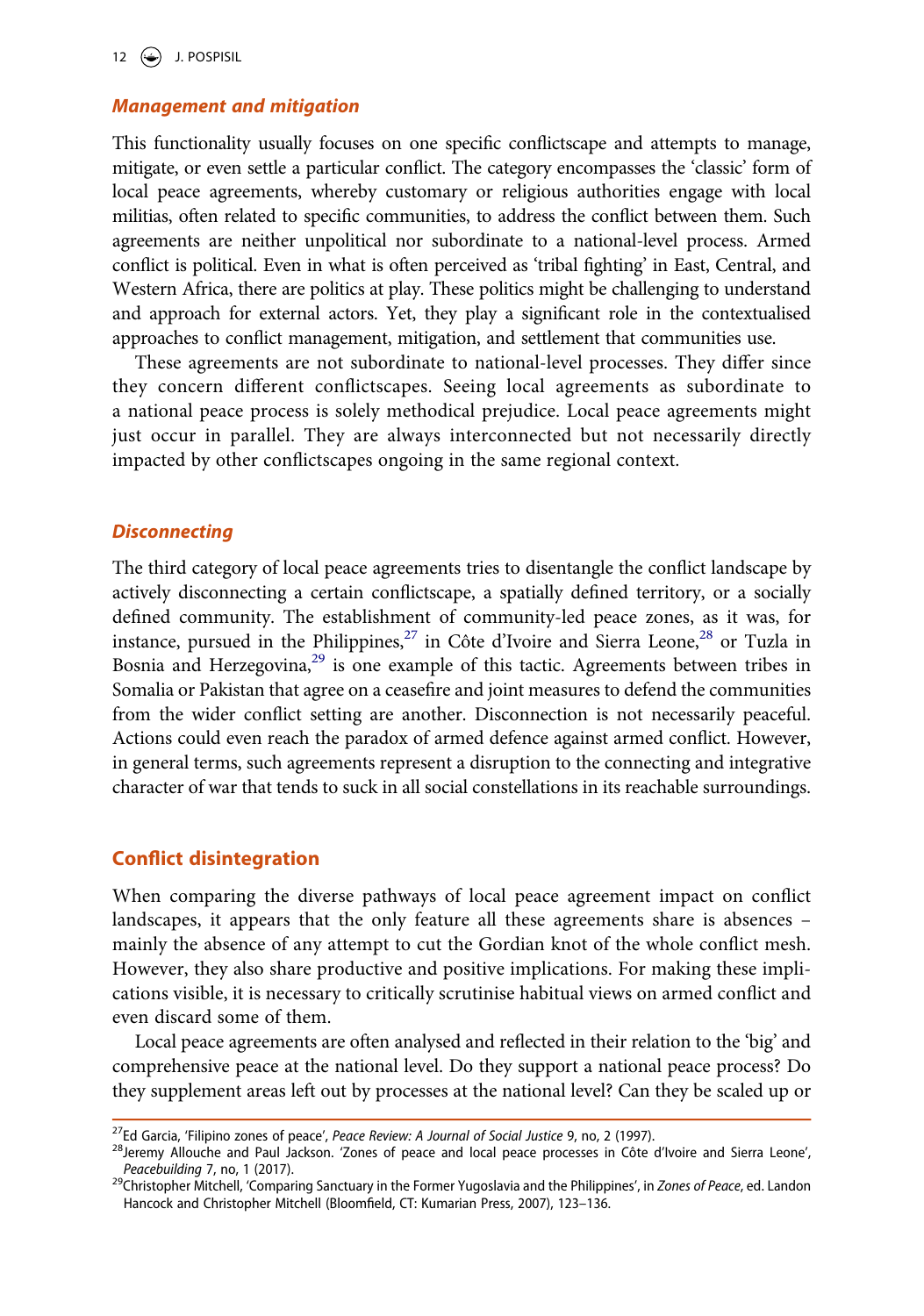### *Management and mitigation*

This functionality usually focuses on one specific conflictscape and attempts to manage, mitigate, or even settle a particular conflict. The category encompasses the 'classic' form of local peace agreements, whereby customary or religious authorities engage with local militias, often related to specific communities, to address the conflict between them. Such agreements are neither unpolitical nor subordinate to a national-level process. Armed conflict is political. Even in what is often perceived as 'tribal fighting' in East, Central, and Western Africa, there are politics at play. These politics might be challenging to understand and approach for external actors. Yet, they play a significant role in the contextualised approaches to conflict management, mitigation, and settlement that communities use.

These agreements are not subordinate to national-level processes. They differ since they concern different conflictscapes. Seeing local agreements as subordinate to a national peace process is solely methodical prejudice. Local peace agreements might just occur in parallel. They are always interconnected but not necessarily directly impacted by other conflictscapes ongoing in the same regional context.

### *Disconnecting*

The third category of local peace agreements tries to disentangle the conflict landscape by actively disconnecting a certain conflictscape, a spatially defined territory, or a socially defined community. The establishment of community-led peace zones, as it was, for instance, pursued in the Philippines,[27] in Côte d'Ivoire and Sierra Leone,[28] or Tuzla in Bosnia and Herzegovina,[29] is one example of this tactic. Agreements between tribes in Somalia or Pakistan that agree on a ceasefire and joint measures to defend the communities from the wider conflict setting are another. Disconnection is not necessarily peaceful. Actions could even reach the paradox of armed defence against armed conflict. However, in general terms, such agreements represent a disruption to the connecting and integrative character of war that tends to suck in all social constellations in its reachable surroundings.

## Conflict disintegration

When comparing the diverse pathways of local peace agreement impact on conflict landscapes, it appears that the only feature all these agreements share is absences – mainly the absence of any attempt to cut the Gordian knot of the whole conflict mesh. However, they also share productive and positive implications. For making these implications visible, it is necessary to critically scrutinise habitual views on armed conflict and even discard some of them.

Local peace agreements are often analysed and reflected in their relation to the 'big' and comprehensive peace at the national level. Do they support a national peace process? Do they supplement areas left out by processes at the national level? Can they be scaled up or

---

[27] Ed Garcia, 'Filipino zones of peace', *Peace Review: A Journal of Social Justice* 9, no, 2 (1997).

[28] Jeremy Allouche and Paul Jackson. 'Zones of peace and local peace processes in Côte d'Ivoire and Sierra Leone', *Peacebuilding* 7, no, 1 (2017).

[29] Christopher Mitchell, 'Comparing Sanctuary in the Former Yugoslavia and the Philippines', in *Zones of Peace*, ed. Landon Hancock and Christopher Mitchell (Bloomfield, CT: Kumarian Press, 2007), 123–136.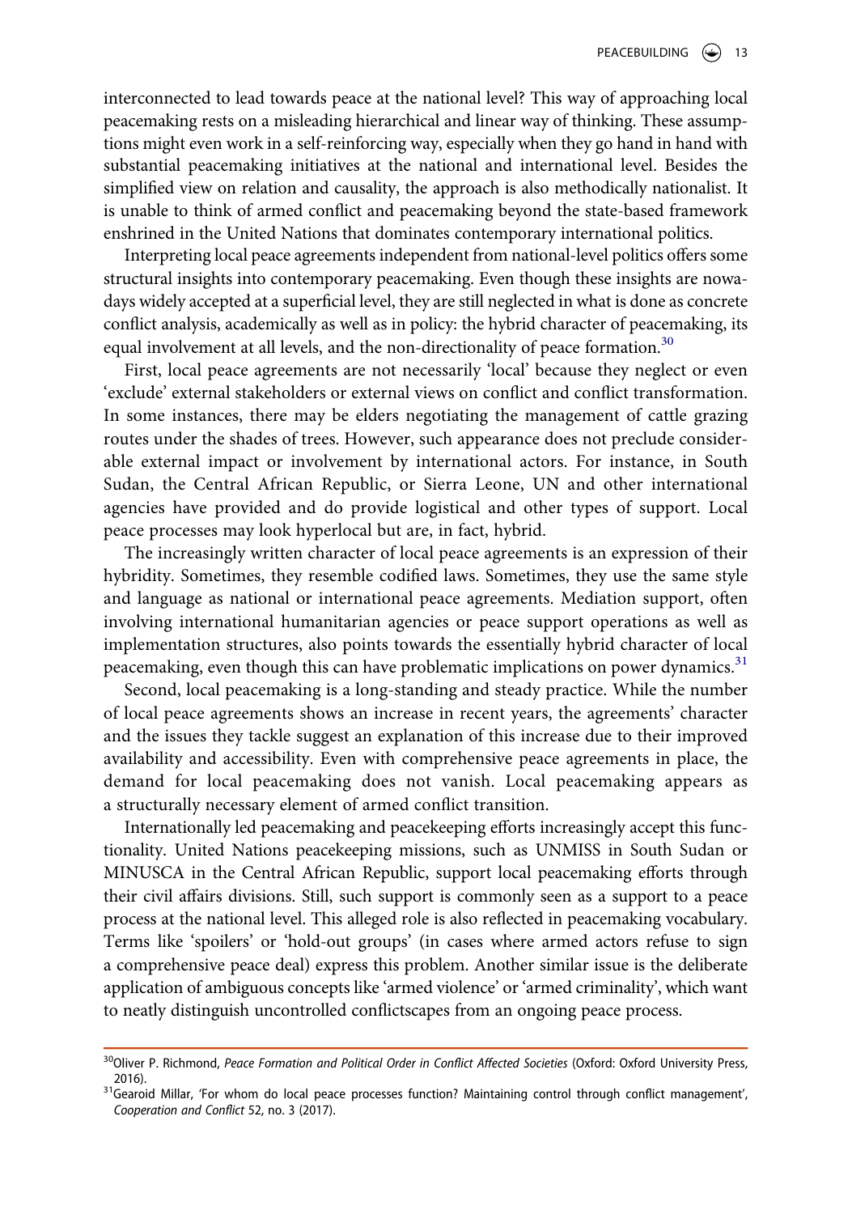interconnected to lead towards peace at the national level? This way of approaching local peacemaking rests on a misleading hierarchical and linear way of thinking. These assumptions might even work in a self-reinforcing way, especially when they go hand in hand with substantial peacemaking initiatives at the national and international level. Besides the simplified view on relation and causality, the approach is also methodically nationalist. It is unable to think of armed conflict and peacemaking beyond the state-based framework enshrined in the United Nations that dominates contemporary international politics.

Interpreting local peace agreements independent from national-level politics offers some structural insights into contemporary peacemaking. Even though these insights are nowadays widely accepted at a superficial level, they are still neglected in what is done as concrete conflict analysis, academically as well as in policy: the hybrid character of peacemaking, its equal involvement at all levels, and the non-directionality of peace formation.[30]

First, local peace agreements are not necessarily 'local' because they neglect or even 'exclude' external stakeholders or external views on conflict and conflict transformation. In some instances, there may be elders negotiating the management of cattle grazing routes under the shades of trees. However, such appearance does not preclude considerable external impact or involvement by international actors. For instance, in South Sudan, the Central African Republic, or Sierra Leone, UN and other international agencies have provided and do provide logistical and other types of support. Local peace processes may look hyperlocal but are, in fact, hybrid.

The increasingly written character of local peace agreements is an expression of their hybridity. Sometimes, they resemble codified laws. Sometimes, they use the same style and language as national or international peace agreements. Mediation support, often involving international humanitarian agencies or peace support operations as well as implementation structures, also points towards the essentially hybrid character of local peacemaking, even though this can have problematic implications on power dynamics.[31]

Second, local peacemaking is a long-standing and steady practice. While the number of local peace agreements shows an increase in recent years, the agreements' character and the issues they tackle suggest an explanation of this increase due to their improved availability and accessibility. Even with comprehensive peace agreements in place, the demand for local peacemaking does not vanish. Local peacemaking appears as a structurally necessary element of armed conflict transition.

Internationally led peacemaking and peacekeeping efforts increasingly accept this functionality. United Nations peacekeeping missions, such as UNMISS in South Sudan or MINUSCA in the Central African Republic, support local peacemaking efforts through their civil affairs divisions. Still, such support is commonly seen as a support to a peace process at the national level. This alleged role is also reflected in peacemaking vocabulary. Terms like 'spoilers' or 'hold-out groups' (in cases where armed actors refuse to sign a comprehensive peace deal) express this problem. Another similar issue is the deliberate application of ambiguous concepts like 'armed violence' or 'armed criminality', which want to neatly distinguish uncontrolled conflictscapes from an ongoing peace process.

---

[30] Oliver P. Richmond, *Peace Formation and Political Order in Conflict Affected Societies* (Oxford: Oxford University Press, 2016).

[31] Gearoid Millar, 'For whom do local peace processes function? Maintaining control through conflict management', *Cooperation and Conflict* 52, no. 3 (2017).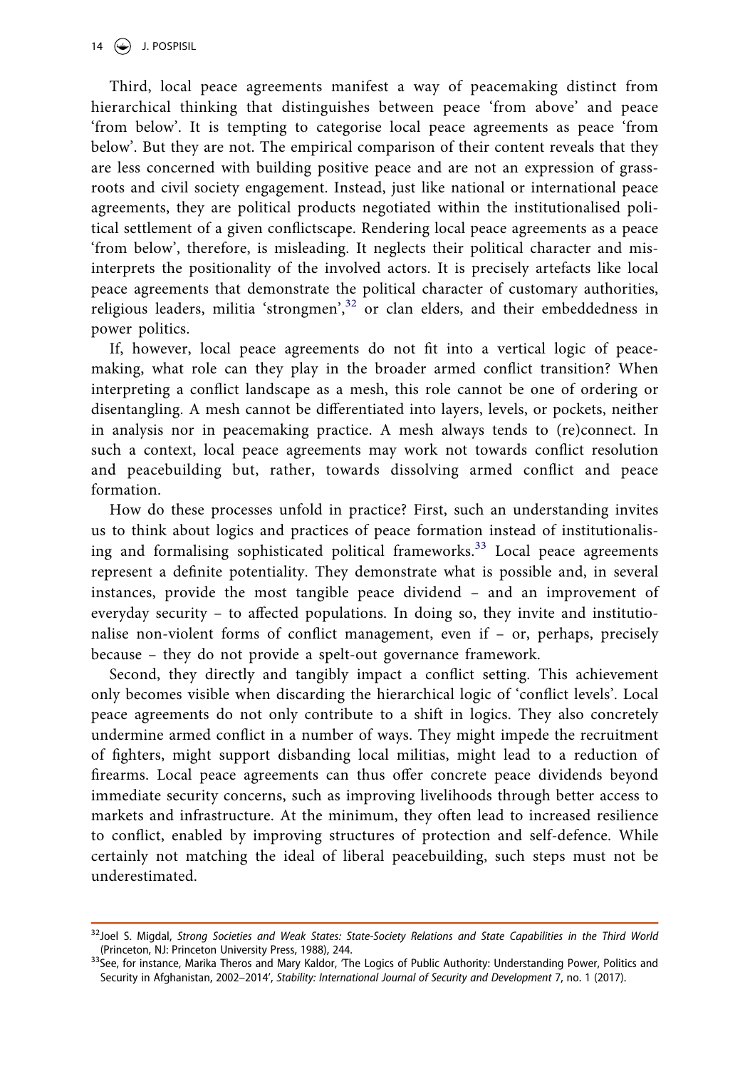Third, local peace agreements manifest a way of peacemaking distinct from hierarchical thinking that distinguishes between peace 'from above' and peace 'from below'. It is tempting to categorise local peace agreements as peace 'from below'. But they are not. The empirical comparison of their content reveals that they are less concerned with building positive peace and are not an expression of grassroots and civil society engagement. Instead, just like national or international peace agreements, they are political products negotiated within the institutionalised political settlement of a given conflictscape. Rendering local peace agreements as a peace 'from below', therefore, is misleading. It neglects their political character and misinterprets the positionality of the involved actors. It is precisely artefacts like local peace agreements that demonstrate the political character of customary authorities, religious leaders, militia 'strongmen',[32] or clan elders, and their embeddedness in power politics.

If, however, local peace agreements do not fit into a vertical logic of peacemaking, what role can they play in the broader armed conflict transition? When interpreting a conflict landscape as a mesh, this role cannot be one of ordering or disentangling. A mesh cannot be differentiated into layers, levels, or pockets, neither in analysis nor in peacemaking practice. A mesh always tends to (re)connect. In such a context, local peace agreements may work not towards conflict resolution and peacebuilding but, rather, towards dissolving armed conflict and peace formation.

How do these processes unfold in practice? First, such an understanding invites us to think about logics and practices of peace formation instead of institutionalising and formalising sophisticated political frameworks.[33] Local peace agreements represent a definite potentiality. They demonstrate what is possible and, in several instances, provide the most tangible peace dividend – and an improvement of everyday security – to affected populations. In doing so, they invite and institutionalise non-violent forms of conflict management, even if – or, perhaps, precisely because – they do not provide a spelt-out governance framework.

Second, they directly and tangibly impact a conflict setting. This achievement only becomes visible when discarding the hierarchical logic of 'conflict levels'. Local peace agreements do not only contribute to a shift in logics. They also concretely undermine armed conflict in a number of ways. They might impede the recruitment of fighters, might support disbanding local militias, might lead to a reduction of firearms. Local peace agreements can thus offer concrete peace dividends beyond immediate security concerns, such as improving livelihoods through better access to markets and infrastructure. At the minimum, they often lead to increased resilience to conflict, enabled by improving structures of protection and self-defence. While certainly not matching the ideal of liberal peacebuilding, such steps must not be underestimated.

---

[32] Joel S. Migdal, *Strong Societies and Weak States: State-Society Relations and State Capabilities in the Third World* (Princeton, NJ: Princeton University Press, 1988), 244.

[33] See, for instance, Marika Theros and Mary Kaldor, 'The Logics of Public Authority: Understanding Power, Politics and Security in Afghanistan, 2002–2014', *Stability: International Journal of Security and Development* 7, no. 1 (2017).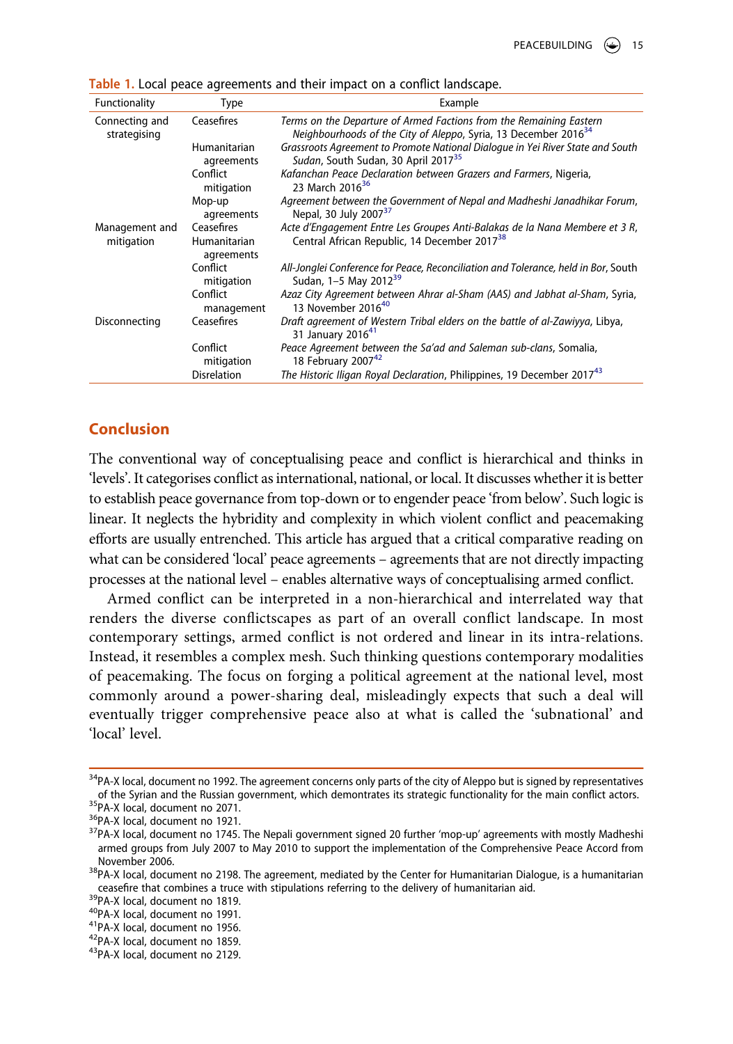**Table 1.** Local peace agreements and their impact on a conflict landscape.

| Functionality | Type | Example |
|---|---|---|
| Connecting and strategising | Ceasefires | *Terms on the Departure of Armed Factions from the Remaining Eastern Neighbourhoods of the City of Aleppo*, Syria, 13 December 2016[34] |
| | Humanitarian agreements | *Grassroots Agreement to Promote National Dialogue in Yei River State and South Sudan*, South Sudan, 30 April 2017[35] |
| | Conflict mitigation | *Kafanchan Peace Declaration between Grazers and Farmers*, Nigeria, 23 March 2016[36] |
| | Mop-up agreements | *Agreement between the Government of Nepal and Madheshi Janadhikar Forum*, Nepal, 30 July 2007[37] |
| Management and mitigation | Ceasefires | *Acte d'Engagement Entre Les Groupes Anti-Balakas de la Nana Membere et 3 R*, Central African Republic, 14 December 2017[38] |
| | Humanitarian agreements | |
| | Conflict mitigation | *All-Jonglei Conference for Peace, Reconciliation and Tolerance, held in Bor*, South Sudan, 1–5 May 2012[39] |
| | Conflict management | *Azaz City Agreement between Ahrar al-Sham (AAS) and Jabhat al-Sham*, Syria, 13 November 2016[40] |
| Disconnecting | Ceasefires | *Draft agreement of Western Tribal elders on the battle of al-Zawiyya*, Libya, 31 January 2016[41] |
| | Conflict mitigation | *Peace Agreement between the Sa'ad and Saleman sub-clans*, Somalia, 18 February 2007[42] |
| | Disrelation | *The Historic Iligan Royal Declaration*, Philippines, 19 December 2017[43] |

## Conclusion

The conventional way of conceptualising peace and conflict is hierarchical and thinks in 'levels'. It categorises conflict as international, national, or local. It discusses whether it is better to establish peace governance from top-down or to engender peace 'from below'. Such logic is linear. It neglects the hybridity and complexity in which violent conflict and peacemaking efforts are usually entrenched. This article has argued that a critical comparative reading on what can be considered 'local' peace agreements – agreements that are not directly impacting processes at the national level – enables alternative ways of conceptualising armed conflict.

Armed conflict can be interpreted in a non-hierarchical and interrelated way that renders the diverse conflictscapes as part of an overall conflict landscape. In most contemporary settings, armed conflict is not ordered and linear in its intra-relations. Instead, it resembles a complex mesh. Such thinking questions contemporary modalities of peacemaking. The focus on forging a political agreement at the national level, most commonly around a power-sharing deal, misleadingly expects that such a deal will eventually trigger comprehensive peace also at what is called the 'subnational' and 'local' level.

---

[34]PA-X local, document no 1992. The agreement concerns only parts of the city of Aleppo but is signed by representatives of the Syrian and the Russian government, which demontrates its strategic functionality for the main conflict actors.
[35]PA-X local, document no 2071.
[36]PA-X local, document no 1921.
[37]PA-X local, document no 1745. The Nepali government signed 20 further 'mop-up' agreements with mostly Madheshi armed groups from July 2007 to May 2010 to support the implementation of the Comprehensive Peace Accord from November 2006.
[38]PA-X local, document no 2198. The agreement, mediated by the Center for Humanitarian Dialogue, is a humanitarian ceasefire that combines a truce with stipulations referring to the delivery of humanitarian aid.
[39]PA-X local, document no 1819.
[40]PA-X local, document no 1991.
[41]PA-X local, document no 1956.
[42]PA-X local, document no 1859.
[43]PA-X local, document no 2129.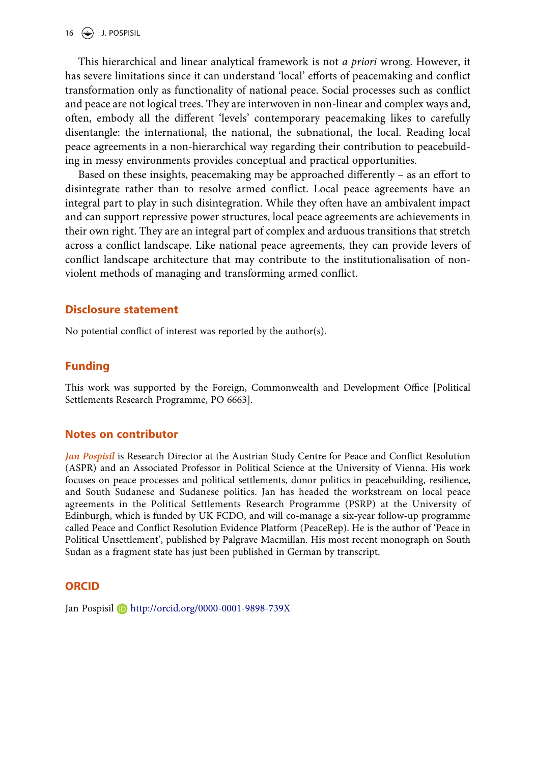This hierarchical and linear analytical framework is not *a priori* wrong. However, it has severe limitations since it can understand 'local' efforts of peacemaking and conflict transformation only as functionality of national peace. Social processes such as conflict and peace are not logical trees. They are interwoven in non-linear and complex ways and, often, embody all the different 'levels' contemporary peacemaking likes to carefully disentangle: the international, the national, the subnational, the local. Reading local peace agreements in a non-hierarchical way regarding their contribution to peacebuilding in messy environments provides conceptual and practical opportunities.

Based on these insights, peacemaking may be approached differently – as an effort to disintegrate rather than to resolve armed conflict. Local peace agreements have an integral part to play in such disintegration. While they often have an ambivalent impact and can support repressive power structures, local peace agreements are achievements in their own right. They are an integral part of complex and arduous transitions that stretch across a conflict landscape. Like national peace agreements, they can provide levers of conflict landscape architecture that may contribute to the institutionalisation of non-violent methods of managing and transforming armed conflict.

## Disclosure statement

No potential conflict of interest was reported by the author(s).

## Funding

This work was supported by the Foreign, Commonwealth and Development Office [Political Settlements Research Programme, PO 6663].

## Notes on contributor

*Jan Pospisil* is Research Director at the Austrian Study Centre for Peace and Conflict Resolution (ASPR) and an Associated Professor in Political Science at the University of Vienna. His work focuses on peace processes and political settlements, donor politics in peacebuilding, resilience, and South Sudanese and Sudanese politics. Jan has headed the workstream on local peace agreements in the Political Settlements Research Programme (PSRP) at the University of Edinburgh, which is funded by UK FCDO, and will co-manage a six-year follow-up programme called Peace and Conflict Resolution Evidence Platform (PeaceRep). He is the author of 'Peace in Political Unsettlement', published by Palgrave Macmillan. His most recent monograph on South Sudan as a fragment state has just been published in German by transcript.

## ORCID

Jan Pospisil http://orcid.org/0000-0001-9898-739X